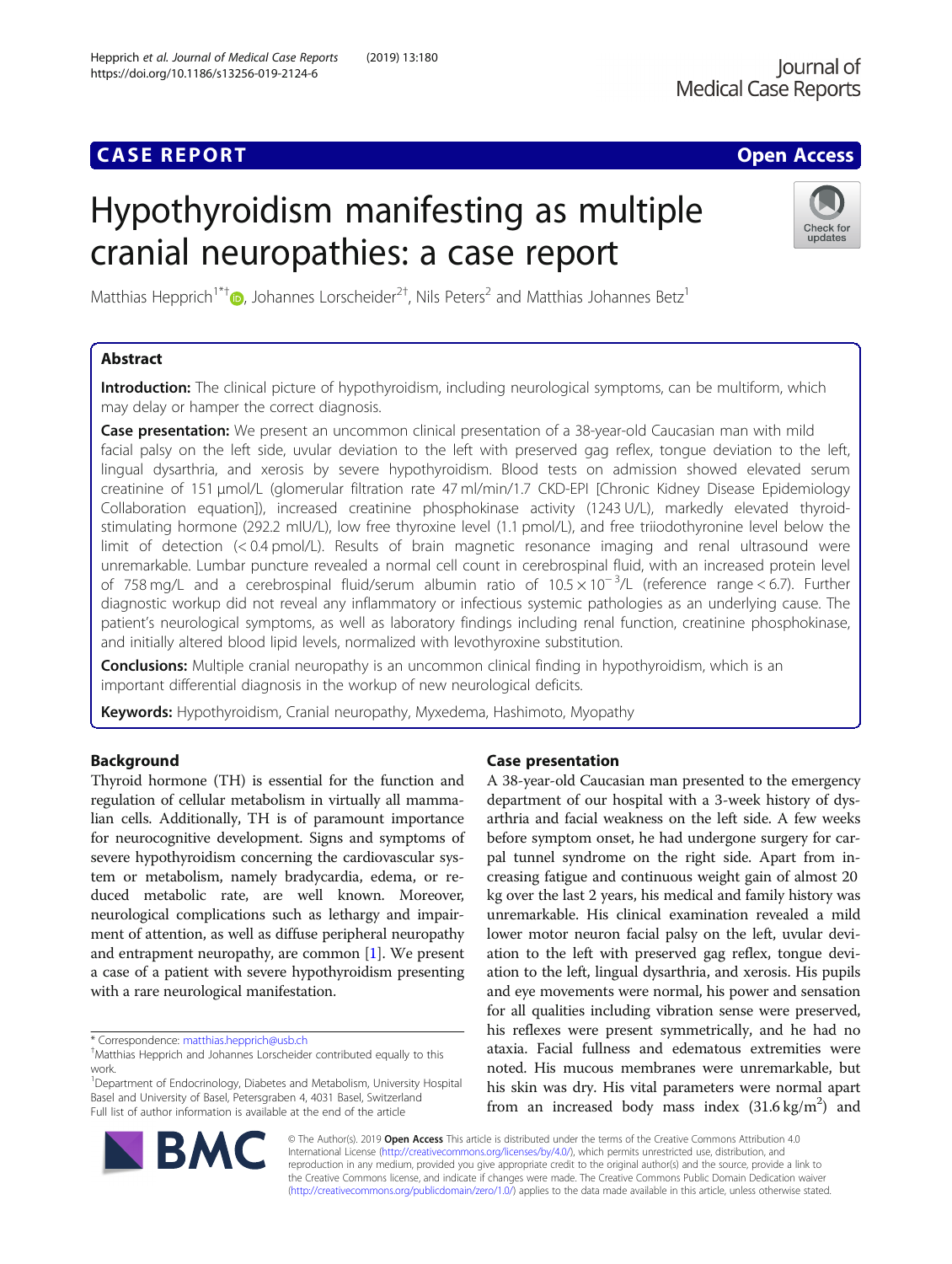# CASE REPORT

**Open Access**

# Hypothyroidism manifesting as multiple cranial neuropathies: a case report

Matthias Hepprich[1*†], Johannes Lorscheider[2†], Nils Peters[2] and Matthias Johannes Betz[1]

## Abstract

**Introduction:** The clinical picture of hypothyroidism, including neurological symptoms, can be multiform, which may delay or hamper the correct diagnosis.

**Case presentation:** We present an uncommon clinical presentation of a 38-year-old Caucasian man with mild facial palsy on the left side, uvular deviation to the left with preserved gag reflex, tongue deviation to the left, lingual dysarthria, and xerosis by severe hypothyroidism. Blood tests on admission showed elevated serum creatinine of 151 μmol/L (glomerular filtration rate 47 ml/min/1.7 CKD-EPI [Chronic Kidney Disease Epidemiology Collaboration equation]), increased creatinine phosphokinase activity (1243 U/L), markedly elevated thyroid-stimulating hormone (292.2 mIU/L), low free thyroxine level (1.1 pmol/L), and free triiodothyronine level below the limit of detection (< 0.4 pmol/L). Results of brain magnetic resonance imaging and renal ultrasound were unremarkable. Lumbar puncture revealed a normal cell count in cerebrospinal fluid, with an increased protein level of 758 mg/L and a cerebrospinal fluid/serum albumin ratio of $10.5 \times 10^{-3}$/L (reference range < 6.7). Further diagnostic workup did not reveal any inflammatory or infectious systemic pathologies as an underlying cause. The patient's neurological symptoms, as well as laboratory findings including renal function, creatinine phosphokinase, and initially altered blood lipid levels, normalized with levothyroxine substitution.

**Conclusions:** Multiple cranial neuropathy is an uncommon clinical finding in hypothyroidism, which is an important differential diagnosis in the workup of new neurological deficits.

**Keywords:** Hypothyroidism, Cranial neuropathy, Myxedema, Hashimoto, Myopathy

## Background

Thyroid hormone (TH) is essential for the function and regulation of cellular metabolism in virtually all mammalian cells. Additionally, TH is of paramount importance for neurocognitive development. Signs and symptoms of severe hypothyroidism concerning the cardiovascular system or metabolism, namely bradycardia, edema, or reduced metabolic rate, are well known. Moreover, neurological complications such as lethargy and impairment of attention, as well as diffuse peripheral neuropathy and entrapment neuropathy, are common [1]. We present a case of a patient with severe hypothyroidism presenting with a rare neurological manifestation.

## Case presentation

A 38-year-old Caucasian man presented to the emergency department of our hospital with a 3-week history of dysarthria and facial weakness on the left side. A few weeks before symptom onset, he had undergone surgery for carpal tunnel syndrome on the right side. Apart from increasing fatigue and continuous weight gain of almost 20 kg over the last 2 years, his medical and family history was unremarkable. His clinical examination revealed a mild lower motor neuron facial palsy on the left, uvular deviation to the left with preserved gag reflex, tongue deviation to the left, lingual dysarthria, and xerosis. His pupils and eye movements were normal, his power and sensation for all qualities including vibration sense were preserved, his reflexes were present symmetrically, and he had no ataxia. Facial fullness and edematous extremities were noted. His mucous membranes were unremarkable, but his skin was dry. His vital parameters were normal apart from an increased body mass index (31.6 kg/m$^2$) and

* Correspondence: matthias.hepprich@usb.ch
†Matthias Hepprich and Johannes Lorscheider contributed equally to this work.
[1]Department of Endocrinology, Diabetes and Metabolism, University Hospital Basel and University of Basel, Petersgraben 4, 4031 Basel, Switzerland
Full list of author information is available at the end of the article

© The Author(s). 2019 **Open Access** This article is distributed under the terms of the Creative Commons Attribution 4.0 International License (http://creativecommons.org/licenses/by/4.0/), which permits unrestricted use, distribution, and reproduction in any medium, provided you give appropriate credit to the original author(s) and the source, provide a link to the Creative Commons license, and indicate if changes were made. The Creative Commons Public Domain Dedication waiver (http://creativecommons.org/publicdomain/zero/1.0/) applies to the data made available in this article, unless otherwise stated.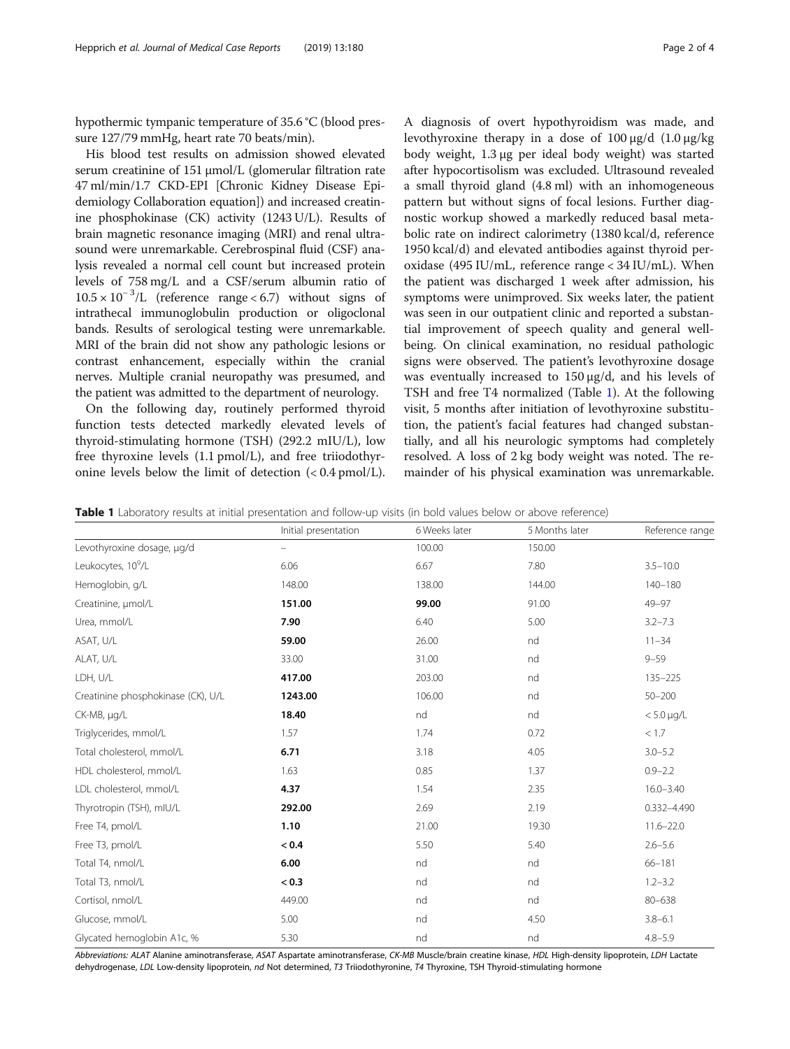hypothermic tympanic temperature of 35.6 °C (blood pressure 127/79 mmHg, heart rate 70 beats/min).

His blood test results on admission showed elevated serum creatinine of 151 μmol/L (glomerular filtration rate 47 ml/min/1.7 CKD-EPI [Chronic Kidney Disease Epidemiology Collaboration equation]) and increased creatinine phosphokinase (CK) activity (1243 U/L). Results of brain magnetic resonance imaging (MRI) and renal ultrasound were unremarkable. Cerebrospinal fluid (CSF) analysis revealed a normal cell count but increased protein levels of 758 mg/L and a CSF/serum albumin ratio of $10.5 \times 10^{-3}$/L (reference range < 6.7) without signs of intrathecal immunoglobulin production or oligoclonal bands. Results of serological testing were unremarkable. MRI of the brain did not show any pathologic lesions or contrast enhancement, especially within the cranial nerves. Multiple cranial neuropathy was presumed, and the patient was admitted to the department of neurology.

On the following day, routinely performed thyroid function tests detected markedly elevated levels of thyroid-stimulating hormone (TSH) (292.2 mIU/L), low free thyroxine levels (1.1 pmol/L), and free triiodothyronine levels below the limit of detection (< 0.4 pmol/L). A diagnosis of overt hypothyroidism was made, and levothyroxine therapy in a dose of 100 μg/d (1.0 μg/kg body weight, 1.3 μg per ideal body weight) was started after hypocortisolism was excluded. Ultrasound revealed a small thyroid gland (4.8 ml) with an inhomogeneous pattern but without signs of focal lesions. Further diagnostic workup showed a markedly reduced basal metabolic rate on indirect calorimetry (1380 kcal/d, reference 1950 kcal/d) and elevated antibodies against thyroid peroxidase (495 IU/mL, reference range < 34 IU/mL). When the patient was discharged 1 week after admission, his symptoms were unimproved. Six weeks later, the patient was seen in our outpatient clinic and reported a substantial improvement of speech quality and general well-being. On clinical examination, no residual pathologic signs were observed. The patient's levothyroxine dosage was eventually increased to 150 μg/d, and his levels of TSH and free T4 normalized (Table 1). At the following visit, 5 months after initiation of levothyroxine substitution, the patient's facial features had changed substantially, and all his neurologic symptoms had completely resolved. A loss of 2 kg body weight was noted. The remainder of his physical examination was unremarkable.

**Table 1** Laboratory results at initial presentation and follow-up visits (in bold values below or above reference)

| | Initial presentation | 6 Weeks later | 5 Months later | Reference range |
|---|---|---|---|---|
| Levothyroxine dosage, μg/d | – | 100.00 | 150.00 | |
| Leukocytes, $10^9$/L | 6.06 | 6.67 | 7.80 | 3.5–10.0 |
| Hemoglobin, g/L | 148.00 | 138.00 | 144.00 | 140–180 |
| Creatinine, μmol/L | **151.00** | **99.00** | 91.00 | 49–97 |
| Urea, mmol/L | **7.90** | 6.40 | 5.00 | 3.2–7.3 |
| ASAT, U/L | **59.00** | 26.00 | nd | 11–34 |
| ALAT, U/L | 33.00 | 31.00 | nd | 9–59 |
| LDH, U/L | **417.00** | 203.00 | nd | 135–225 |
| Creatinine phosphokinase (CK), U/L | **1243.00** | 106.00 | nd | 50–200 |
| CK-MB, μg/L | **18.40** | nd | nd | < 5.0 μg/L |
| Triglycerides, mmol/L | 1.57 | 1.74 | 0.72 | < 1.7 |
| Total cholesterol, mmol/L | **6.71** | 3.18 | 4.05 | 3.0–5.2 |
| HDL cholesterol, mmol/L | 1.63 | 0.85 | 1.37 | 0.9–2.2 |
| LDL cholesterol, mmol/L | **4.37** | 1.54 | 2.35 | 16.0–3.40 |
| Thyrotropin (TSH), mIU/L | **292.00** | 2.69 | 2.19 | 0.332–4.490 |
| Free T4, pmol/L | **1.10** | 21.00 | 19.30 | 11.6–22.0 |
| Free T3, pmol/L | **< 0.4** | 5.50 | 5.40 | 2.6–5.6 |
| Total T4, nmol/L | **6.00** | nd | nd | 66–181 |
| Total T3, nmol/L | **< 0.3** | nd | nd | 1.2–3.2 |
| Cortisol, nmol/L | 449.00 | nd | nd | 80–638 |
| Glucose, mmol/L | 5.00 | nd | 4.50 | 3.8–6.1 |
| Glycated hemoglobin A1c, % | 5.30 | nd | nd | 4.8–5.9 |

*Abbreviations: ALAT* Alanine aminotransferase, *ASAT* Aspartate aminotransferase, *CK-MB* Muscle/brain creatine kinase, *HDL* High-density lipoprotein, *LDH* Lactate dehydrogenase, *LDL* Low-density lipoprotein, *nd* Not determined, *T3* Triiodothyronine, *T4* Thyroxine, *TSH* Thyroid-stimulating hormone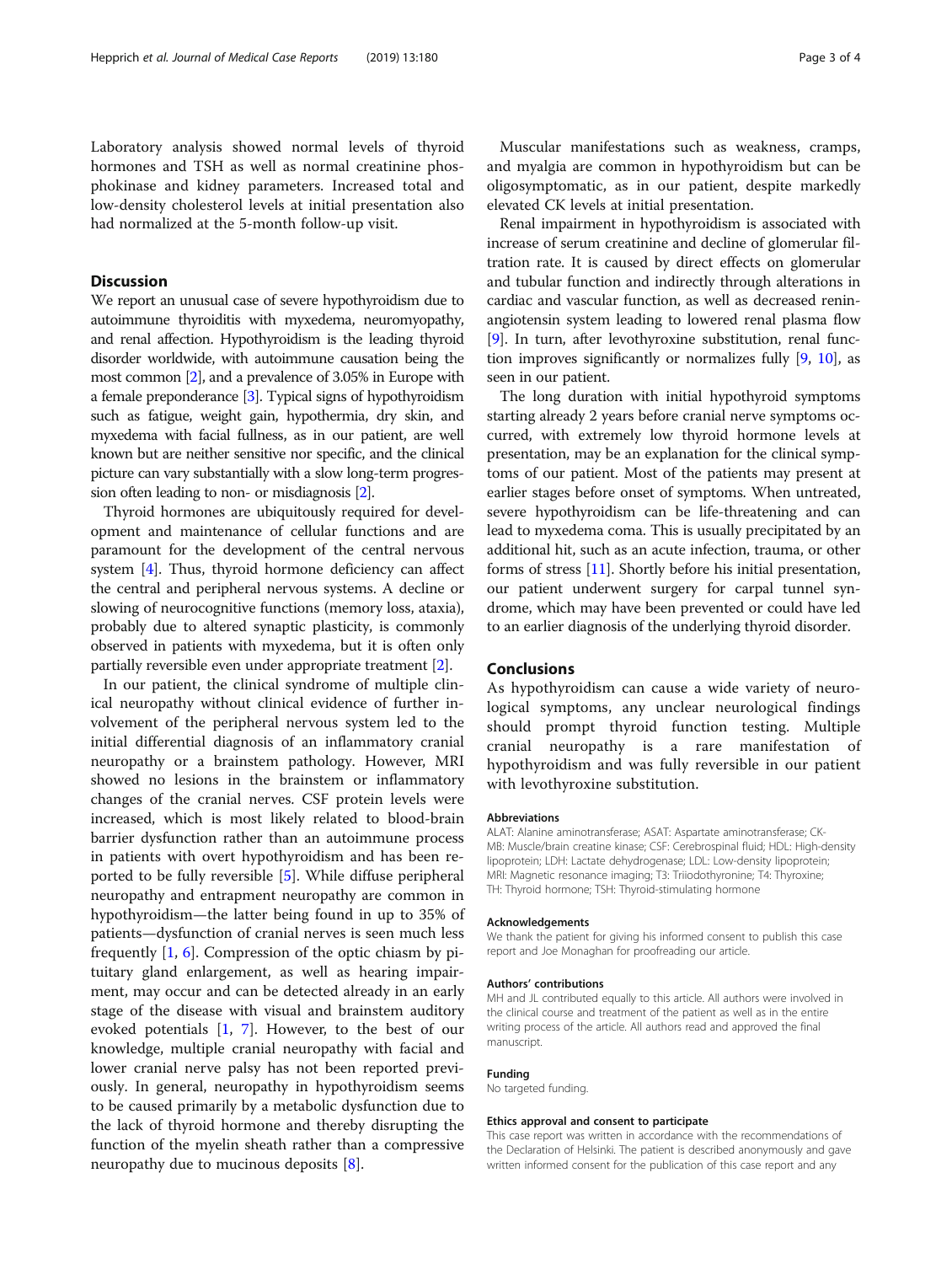Laboratory analysis showed normal levels of thyroid hormones and TSH as well as normal creatinine phosphokinase and kidney parameters. Increased total and low-density cholesterol levels at initial presentation also had normalized at the 5-month follow-up visit.

## Discussion

We report an unusual case of severe hypothyroidism due to autoimmune thyroiditis with myxedema, neuromyopathy, and renal affection. Hypothyroidism is the leading thyroid disorder worldwide, with autoimmune causation being the most common [2], and a prevalence of 3.05% in Europe with a female preponderance [3]. Typical signs of hypothyroidism such as fatigue, weight gain, hypothermia, dry skin, and myxedema with facial fullness, as in our patient, are well known but are neither sensitive nor specific, and the clinical picture can vary substantially with a slow long-term progression often leading to non- or misdiagnosis [2].

Thyroid hormones are ubiquitously required for development and maintenance of cellular functions and are paramount for the development of the central nervous system [4]. Thus, thyroid hormone deficiency can affect the central and peripheral nervous systems. A decline or slowing of neurocognitive functions (memory loss, ataxia), probably due to altered synaptic plasticity, is commonly observed in patients with myxedema, but it is often only partially reversible even under appropriate treatment [2].

In our patient, the clinical syndrome of multiple clinical neuropathy without clinical evidence of further involvement of the peripheral nervous system led to the initial differential diagnosis of an inflammatory cranial neuropathy or a brainstem pathology. However, MRI showed no lesions in the brainstem or inflammatory changes of the cranial nerves. CSF protein levels were increased, which is most likely related to blood-brain barrier dysfunction rather than an autoimmune process in patients with overt hypothyroidism and has been reported to be fully reversible [5]. While diffuse peripheral neuropathy and entrapment neuropathy are common in hypothyroidism—the latter being found in up to 35% of patients—dysfunction of cranial nerves is seen much less frequently [1, 6]. Compression of the optic chiasm by pituitary gland enlargement, as well as hearing impairment, may occur and can be detected already in an early stage of the disease with visual and brainstem auditory evoked potentials [1, 7]. However, to the best of our knowledge, multiple cranial neuropathy with facial and lower cranial nerve palsy has not been reported previously. In general, neuropathy in hypothyroidism seems to be caused primarily by a metabolic dysfunction due to the lack of thyroid hormone and thereby disrupting the function of the myelin sheath rather than a compressive neuropathy due to mucinous deposits [8].

Muscular manifestations such as weakness, cramps, and myalgia are common in hypothyroidism but can be oligosymptomatic, as in our patient, despite markedly elevated CK levels at initial presentation.

Renal impairment in hypothyroidism is associated with increase of serum creatinine and decline of glomerular filtration rate. It is caused by direct effects on glomerular and tubular function and indirectly through alterations in cardiac and vascular function, as well as decreased renin-angiotensin system leading to lowered renal plasma flow [9]. In turn, after levothyroxine substitution, renal function improves significantly or normalizes fully [9, 10], as seen in our patient.

The long duration with initial hypothyroid symptoms starting already 2 years before cranial nerve symptoms occurred, with extremely low thyroid hormone levels at presentation, may be an explanation for the clinical symptoms of our patient. Most of the patients may present at earlier stages before onset of symptoms. When untreated, severe hypothyroidism can be life-threatening and can lead to myxedema coma. This is usually precipitated by an additional hit, such as an acute infection, trauma, or other forms of stress [11]. Shortly before his initial presentation, our patient underwent surgery for carpal tunnel syndrome, which may have been prevented or could have led to an earlier diagnosis of the underlying thyroid disorder.

## Conclusions

As hypothyroidism can cause a wide variety of neurological symptoms, any unclear neurological findings should prompt thyroid function testing. Multiple cranial neuropathy is a rare manifestation of hypothyroidism and was fully reversible in our patient with levothyroxine substitution.

### Abbreviations

ALAT: Alanine aminotransferase; ASAT: Aspartate aminotransferase; CK-MB: Muscle/brain creatine kinase; CSF: Cerebrospinal fluid; HDL: High-density lipoprotein; LDH: Lactate dehydrogenase; LDL: Low-density lipoprotein; MRI: Magnetic resonance imaging; T3: Triiodothyronine; T4: Thyroxine; TH: Thyroid hormone; TSH: Thyroid-stimulating hormone

### Acknowledgements

We thank the patient for giving his informed consent to publish this case report and Joe Monaghan for proofreading our article.

### Authors' contributions

MH and JL contributed equally to this article. All authors were involved in the clinical course and treatment of the patient as well as in the entire writing process of the article. All authors read and approved the final manuscript.

### Funding

No targeted funding.

### Ethics approval and consent to participate

This case report was written in accordance with the recommendations of the Declaration of Helsinki. The patient is described anonymously and gave written informed consent for the publication of this case report and any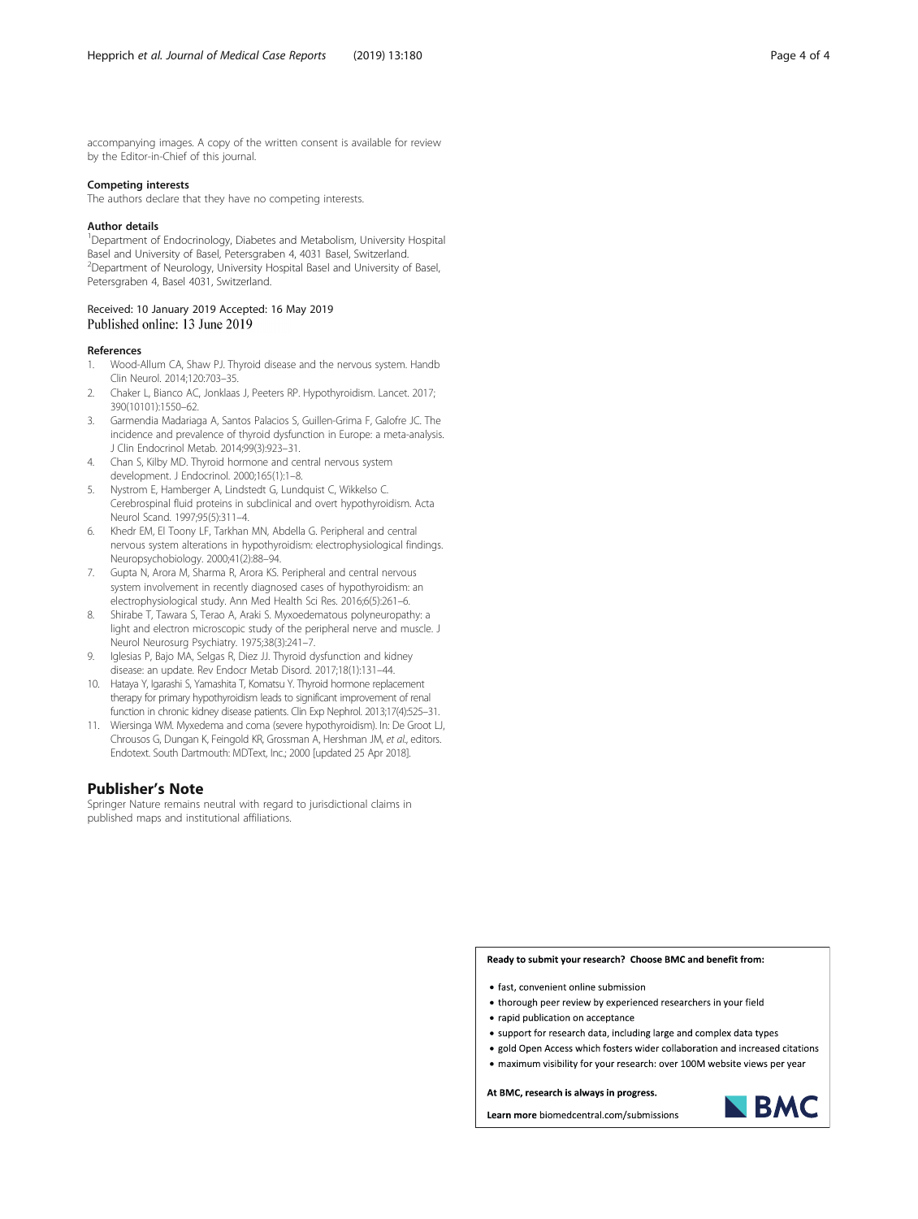accompanying images. A copy of the written consent is available for review by the Editor-in-Chief of this journal.

#### Competing interests

The authors declare that they have no competing interests.

#### Author details

[1]Department of Endocrinology, Diabetes and Metabolism, University Hospital Basel and University of Basel, Petersgraben 4, 4031 Basel, Switzerland. [2]Department of Neurology, University Hospital Basel and University of Basel, Petersgraben 4, Basel 4031, Switzerland.

Received: 10 January 2019 Accepted: 16 May 2019
Published online: 13 June 2019

#### References

1. Wood-Allum CA, Shaw PJ. Thyroid disease and the nervous system. Handb Clin Neurol. 2014;120:703–35.
2. Chaker L, Bianco AC, Jonklaas J, Peeters RP. Hypothyroidism. Lancet. 2017; 390(10101):1550–62.
3. Garmendia Madariaga A, Santos Palacios S, Guillen-Grima F, Galofre JC. The incidence and prevalence of thyroid dysfunction in Europe: a meta-analysis. J Clin Endocrinol Metab. 2014;99(3):923–31.
4. Chan S, Kilby MD. Thyroid hormone and central nervous system development. J Endocrinol. 2000;165(1):1–8.
5. Nystrom E, Hamberger A, Lindstedt G, Lundquist C, Wikkelso C. Cerebrospinal fluid proteins in subclinical and overt hypothyroidism. Acta Neurol Scand. 1997;95(5):311–4.
6. Khedr EM, El Toony LF, Tarkhan MN, Abdella G. Peripheral and central nervous system alterations in hypothyroidism: electrophysiological findings. Neuropsychobiology. 2000;41(2):88–94.
7. Gupta N, Arora M, Sharma R, Arora KS. Peripheral and central nervous system involvement in recently diagnosed cases of hypothyroidism: an electrophysiological study. Ann Med Health Sci Res. 2016;6(5):261–6.
8. Shirabe T, Tawara S, Terao A, Araki S. Myxoedematous polyneuropathy: a light and electron microscopic study of the peripheral nerve and muscle. J Neurol Neurosurg Psychiatry. 1975;38(3):241–7.
9. Iglesias P, Bajo MA, Selgas R, Diez JJ. Thyroid dysfunction and kidney disease: an update. Rev Endocr Metab Disord. 2017;18(1):131–44.
10. Hataya Y, Igarashi S, Yamashita T, Komatsu Y. Thyroid hormone replacement therapy for primary hypothyroidism leads to significant improvement of renal function in chronic kidney disease patients. Clin Exp Nephrol. 2013;17(4):525–31.
11. Wiersinga WM. Myxedema and coma (severe hypothyroidism). In: De Groot LJ, Chrousos G, Dungan K, Feingold KR, Grossman A, Hershman JM, *et al.*, editors. Endotext. South Dartmouth: MDText, Inc.; 2000 [updated 25 Apr 2018].

## Publisher's Note

Springer Nature remains neutral with regard to jurisdictional claims in published maps and institutional affiliations.

**Ready to submit your research? Choose BMC and benefit from:**

- fast, convenient online submission
- thorough peer review by experienced researchers in your field
- rapid publication on acceptance
- support for research data, including large and complex data types
- gold Open Access which fosters wider collaboration and increased citations
- maximum visibility for your research: over 100M website views per year

**At BMC, research is always in progress.**

**Learn more** biomedcentral.com/submissions

BMC